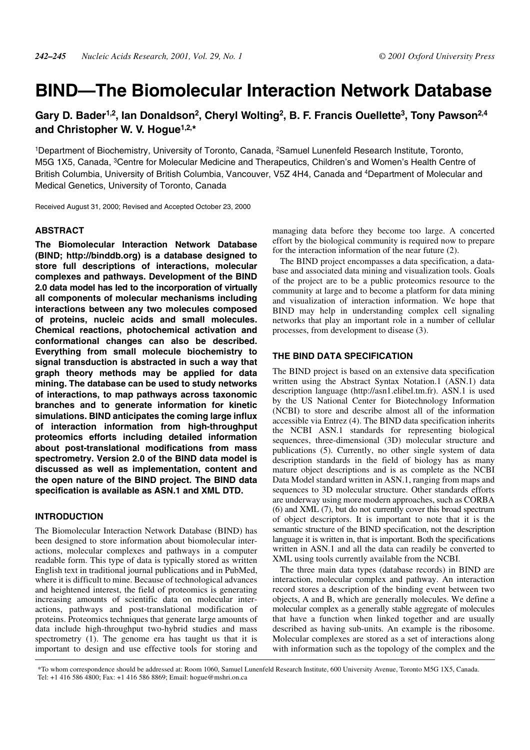# BIND—The Biomolecular Interaction Network Database

**Gary D. Bader[1,2], Ian Donaldson[2], Cheryl Wolting[2], B. F. Francis Ouellette[3], Tony Pawson[2,4] and Christopher W. V. Hogue[1,2,*]**

[1]Department of Biochemistry, University of Toronto, Canada, [2]Samuel Lunenfeld Research Institute, Toronto, M5G 1X5, Canada, [3]Centre for Molecular Medicine and Therapeutics, Children's and Women's Health Centre of British Columbia, University of British Columbia, Vancouver, V5Z 4H4, Canada and [4]Department of Molecular and Medical Genetics, University of Toronto, Canada

Received August 31, 2000; Revised and Accepted October 23, 2000

## ABSTRACT

**The Biomolecular Interaction Network Database (BIND; http://binddb.org) is a database designed to store full descriptions of interactions, molecular complexes and pathways. Development of the BIND 2.0 data model has led to the incorporation of virtually all components of molecular mechanisms including interactions between any two molecules composed of proteins, nucleic acids and small molecules. Chemical reactions, photochemical activation and conformational changes can also be described. Everything from small molecule biochemistry to signal transduction is abstracted in such a way that graph theory methods may be applied for data mining. The database can be used to study networks of interactions, to map pathways across taxonomic branches and to generate information for kinetic simulations. BIND anticipates the coming large influx of interaction information from high-throughput proteomics efforts including detailed information about post-translational modifications from mass spectrometry. Version 2.0 of the BIND data model is discussed as well as implementation, content and the open nature of the BIND project. The BIND data specification is available as ASN.1 and XML DTD.**

## INTRODUCTION

The Biomolecular Interaction Network Database (BIND) has been designed to store information about biomolecular interactions, molecular complexes and pathways in a computer readable form. This type of data is typically stored as written English text in traditional journal publications and in PubMed, where it is difficult to mine. Because of technological advances and heightened interest, the field of proteomics is generating increasing amounts of scientific data on molecular interactions, pathways and post-translational modification of proteins. Proteomics techniques that generate large amounts of data include high-throughput two-hybrid studies and mass spectrometry (1). The genome era has taught us that it is important to design and use effective tools for storing and managing data before they become too large. A concerted effort by the biological community is required now to prepare for the interaction information of the near future (2).

The BIND project encompasses a data specification, a database and associated data mining and visualization tools. Goals of the project are to be a public proteomics resource to the community at large and to become a platform for data mining and visualization of interaction information. We hope that BIND may help in understanding complex cell signaling networks that play an important role in a number of cellular processes, from development to disease (3).

## THE BIND DATA SPECIFICATION

The BIND project is based on an extensive data specification written using the Abstract Syntax Notation.1 (ASN.1) data description language (http://asn1.elibel.tm.fr). ASN.1 is used by the US National Center for Biotechnology Information (NCBI) to store and describe almost all of the information accessible via Entrez (4). The BIND data specification inherits the NCBI ASN.1 standards for representing biological sequences, three-dimensional (3D) molecular structure and publications (5). Currently, no other single system of data description standards in the field of biology has as many mature object descriptions and is as complete as the NCBI Data Model standard written in ASN.1, ranging from maps and sequences to 3D molecular structure. Other standards efforts are underway using more modern approaches, such as CORBA (6) and XML (7), but do not currently cover this broad spectrum of object descriptors. It is important to note that it is the semantic structure of the BIND specification, not the description language it is written in, that is important. Both the specifications written in ASN.1 and all the data can readily be converted to XML using tools currently available from the NCBI.

The three main data types (database records) in BIND are interaction, molecular complex and pathway. An interaction record stores a description of the binding event between two objects, A and B, which are generally molecules. We define a molecular complex as a generally stable aggregate of molecules that have a function when linked together and are usually described as having sub-units. An example is the ribosome. Molecular complexes are stored as a set of interactions along with information such as the topology of the complex and the

*To whom correspondence should be addressed at: Room 1060, Samuel Lunenfeld Research Institute, 600 University Avenue, Toronto M5G 1X5, Canada. Tel: +1 416 586 4800; Fax: +1 416 586 8869; Email: hogue@mshri.on.ca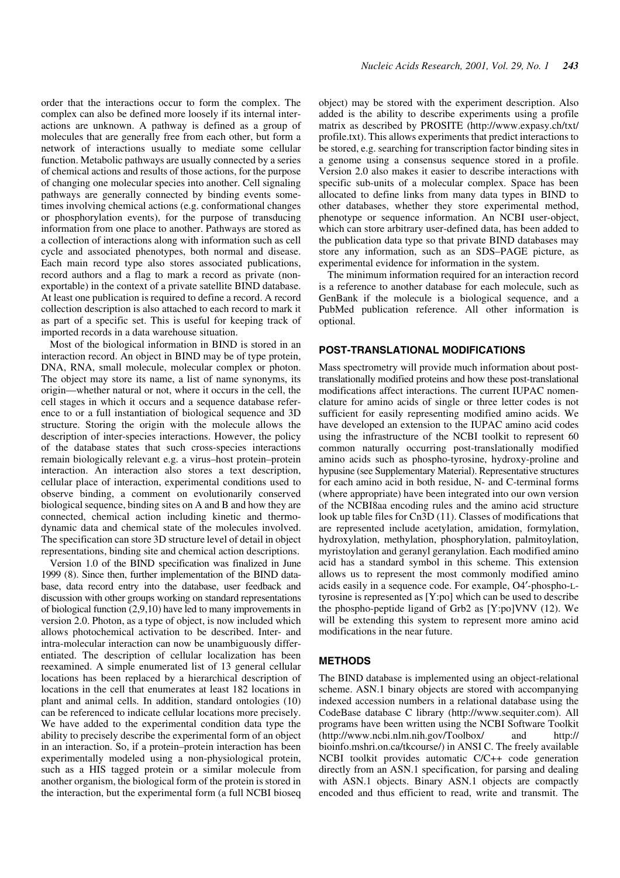order that the interactions occur to form the complex. The complex can also be defined more loosely if its internal interactions are unknown. A pathway is defined as a group of molecules that are generally free from each other, but form a network of interactions usually to mediate some cellular function. Metabolic pathways are usually connected by a series of chemical actions and results of those actions, for the purpose of changing one molecular species into another. Cell signaling pathways are generally connected by binding events sometimes involving chemical actions (e.g. conformational changes or phosphorylation events), for the purpose of transducing information from one place to another. Pathways are stored as a collection of interactions along with information such as cell cycle and associated phenotypes, both normal and disease. Each main record type also stores associated publications, record authors and a flag to mark a record as private (non-exportable) in the context of a private satellite BIND database. At least one publication is required to define a record. A record collection description is also attached to each record to mark it as part of a specific set. This is useful for keeping track of imported records in a data warehouse situation.

Most of the biological information in BIND is stored in an interaction record. An object in BIND may be of type protein, DNA, RNA, small molecule, molecular complex or photon. The object may store its name, a list of name synonyms, its origin—whether natural or not, where it occurs in the cell, the cell stages in which it occurs and a sequence database reference to or a full instantiation of biological sequence and 3D structure. Storing the origin with the molecule allows the description of inter-species interactions. However, the policy of the database states that such cross-species interactions remain biologically relevant e.g. a virus–host protein–protein interaction. An interaction also stores a text description, cellular place of interaction, experimental conditions used to observe binding, a comment on evolutionarily conserved biological sequence, binding sites on A and B and how they are connected, chemical action including kinetic and thermodynamic data and chemical state of the molecules involved. The specification can store 3D structure level of detail in object representations, binding site and chemical action descriptions.

Version 1.0 of the BIND specification was finalized in June 1999 (8). Since then, further implementation of the BIND database, data record entry into the database, user feedback and discussion with other groups working on standard representations of biological function (2,9,10) have led to many improvements in version 2.0. Photon, as a type of object, is now included which allows photochemical activation to be described. Inter- and intra-molecular interaction can now be unambiguously differentiated. The description of cellular localization has been reexamined. A simple enumerated list of 13 general cellular locations has been replaced by a hierarchical description of locations in the cell that enumerates at least 182 locations in plant and animal cells. In addition, standard ontologies (10) can be referenced to indicate cellular locations more precisely. We have added to the experimental condition data type the ability to precisely describe the experimental form of an object in an interaction. So, if a protein–protein interaction has been experimentally modeled using a non-physiological protein, such as a HIS tagged protein or a similar molecule from another organism, the biological form of the protein is stored in the interaction, but the experimental form (a full NCBI bioseq object) may be stored with the experiment description. Also added is the ability to describe experiments using a profile matrix as described by PROSITE (http://www.expasy.ch/txt/profile.txt). This allows experiments that predict interactions to be stored, e.g. searching for transcription factor binding sites in a genome using a consensus sequence stored in a profile. Version 2.0 also makes it easier to describe interactions with specific sub-units of a molecular complex. Space has been allocated to define links from many data types in BIND to other databases, whether they store experimental method, phenotype or sequence information. An NCBI user-object, which can store arbitrary user-defined data, has been added to the publication data type so that private BIND databases may store any information, such as an SDS–PAGE picture, as experimental evidence for information in the system.

The minimum information required for an interaction record is a reference to another database for each molecule, such as GenBank if the molecule is a biological sequence, and a PubMed publication reference. All other information is optional.

## POST-TRANSLATIONAL MODIFICATIONS

Mass spectrometry will provide much information about post-translationally modified proteins and how these post-translational modifications affect interactions. The current IUPAC nomenclature for amino acids of single or three letter codes is not sufficient for easily representing modified amino acids. We have developed an extension to the IUPAC amino acid codes using the infrastructure of the NCBI toolkit to represent 60 common naturally occurring post-translationally modified amino acids such as phospho-tyrosine, hydroxy-proline and hypusine (see Supplementary Material). Representative structures for each amino acid in both residue, N- and C-terminal forms (where appropriate) have been integrated into our own version of the NCBI8aa encoding rules and the amino acid structure look up table files for Cn3D (11). Classes of modifications that are represented include acetylation, amidation, formylation, hydroxylation, methylation, phosphorylation, palmitoylation, myristoylation and geranyl geranylation. Each modified amino acid has a standard symbol in this scheme. This extension allows us to represent the most commonly modified amino acids easily in a sequence code. For example, O4′-phospho-L-tyrosine is represented as [Y:po] which can be used to describe the phospho-peptide ligand of Grb2 as [Y:po]VNV (12). We will be extending this system to represent more amino acid modifications in the near future.

## METHODS

The BIND database is implemented using an object-relational scheme. ASN.1 binary objects are stored with accompanying indexed accession numbers in a relational database using the CodeBase database C library (http://www.sequiter.com). All programs have been written using the NCBI Software Toolkit (http://www.ncbi.nlm.nih.gov/Toolbox/ and http://bioinfo.mshri.on.ca/tkcourse/) in ANSI C. The freely available NCBI toolkit provides automatic C/C++ code generation directly from an ASN.1 specification, for parsing and dealing with ASN.1 objects. Binary ASN.1 objects are compactly encoded and thus efficient to read, write and transmit. The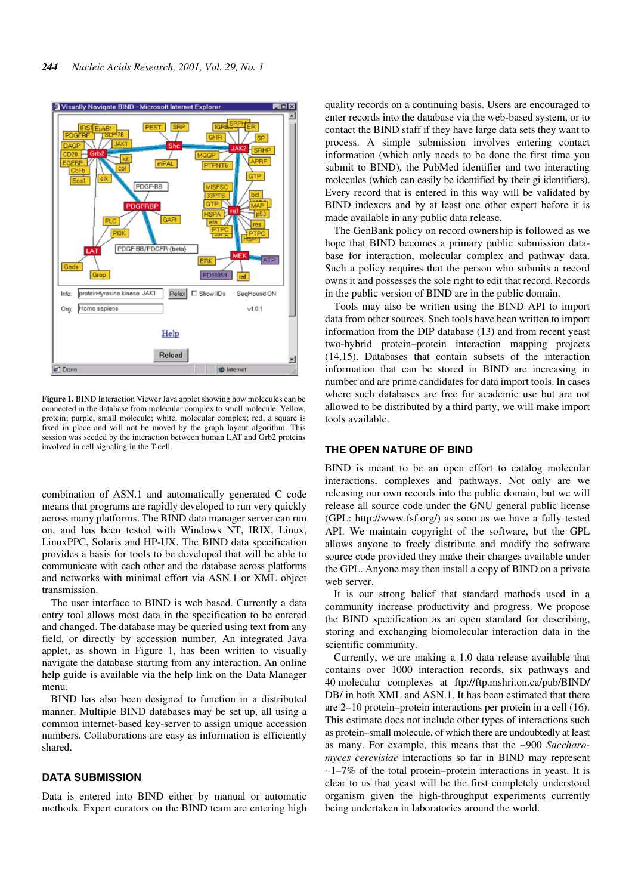**Figure 1.** BIND Interaction Viewer Java applet showing how molecules can be connected in the database from molecular complex to small molecule. Yellow, protein; purple, small molecule; white, molecular complex; red, a square is fixed in place and will not be moved by the graph layout algorithm. This session was seeded by the interaction between human LAT and Grb2 proteins involved in cell signaling in the T-cell.

combination of ASN.1 and automatically generated C code means that programs are rapidly developed to run very quickly across many platforms. The BIND data manager server can run on, and has been tested with Windows NT, IRIX, Linux, LinuxPPC, Solaris and HP-UX. The BIND data specification provides a basis for tools to be developed that will be able to communicate with each other and the database across platforms and networks with minimal effort via ASN.1 or XML object transmission.

The user interface to BIND is web based. Currently a data entry tool allows most data in the specification to be entered and changed. The database may be queried using text from any field, or directly by accession number. An integrated Java applet, as shown in Figure 1, has been written to visually navigate the database starting from any interaction. An online help guide is available via the help link on the Data Manager menu.

BIND has also been designed to function in a distributed manner. Multiple BIND databases may be set up, all using a common internet-based key-server to assign unique accession numbers. Collaborations are easy as information is efficiently shared.

## DATA SUBMISSION

Data is entered into BIND either by manual or automatic methods. Expert curators on the BIND team are entering high quality records on a continuing basis. Users are encouraged to enter records into the database via the web-based system, or to contact the BIND staff if they have large data sets they want to process. A simple submission involves entering contact information (which only needs to be done the first time you submit to BIND), the PubMed identifier and two interacting molecules (which can easily be identified by their gi identifiers). Every record that is entered in this way will be validated by BIND indexers and by at least one other expert before it is made available in any public data release.

The GenBank policy on record ownership is followed as we hope that BIND becomes a primary public submission database for interaction, molecular complex and pathway data. Such a policy requires that the person who submits a record owns it and possesses the sole right to edit that record. Records in the public version of BIND are in the public domain.

Tools may also be written using the BIND API to import data from other sources. Such tools have been written to import information from the DIP database (13) and from recent yeast two-hybrid protein–protein interaction mapping projects (14,15). Databases that contain subsets of the interaction information that can be stored in BIND are increasing in number and are prime candidates for data import tools. In cases where such databases are free for academic use but are not allowed to be distributed by a third party, we will make import tools available.

## THE OPEN NATURE OF BIND

BIND is meant to be an open effort to catalog molecular interactions, complexes and pathways. Not only are we releasing our own records into the public domain, but we will release all source code under the GNU general public license (GPL: http://www.fsf.org/) as soon as we have a fully tested API. We maintain copyright of the software, but the GPL allows anyone to freely distribute and modify the software source code provided they make their changes available under the GPL. Anyone may then install a copy of BIND on a private web server.

It is our strong belief that standard methods used in a community increase productivity and progress. We propose the BIND specification as an open standard for describing, storing and exchanging biomolecular interaction data in the scientific community.

Currently, we are making a 1.0 data release available that contains over 1000 interaction records, six pathways and 40 molecular complexes at ftp://ftp.mshri.on.ca/pub/BIND/DB/ in both XML and ASN.1. It has been estimated that there are 2–10 protein–protein interactions per protein in a cell (16). This estimate does not include other types of interactions such as protein–small molecule, of which there are undoubtedly at least as many. For example, this means that the ~900 *Saccharomyces cerevisiae* interactions so far in BIND may represent ~1–7% of the total protein–protein interactions in yeast. It is clear to us that yeast will be the first completely understood organism given the high-throughput experiments currently being undertaken in laboratories around the world.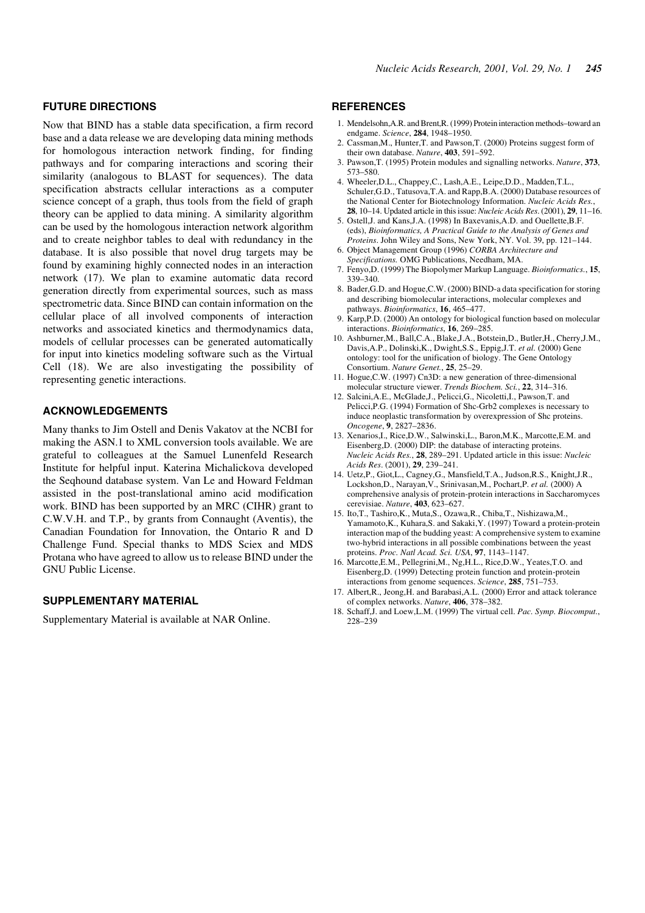## FUTURE DIRECTIONS

Now that BIND has a stable data specification, a firm record base and a data release we are developing data mining methods for homologous interaction network finding, for finding pathways and for comparing interactions and scoring their similarity (analogous to BLAST for sequences). The data specification abstracts cellular interactions as a computer science concept of a graph, thus tools from the field of graph theory can be applied to data mining. A similarity algorithm can be used by the homologous interaction network algorithm and to create neighbor tables to deal with redundancy in the database. It is also possible that novel drug targets may be found by examining highly connected nodes in an interaction network (17). We plan to examine automatic data record generation directly from experimental sources, such as mass spectrometric data. Since BIND can contain information on the cellular place of all involved components of interaction networks and associated kinetics and thermodynamics data, models of cellular processes can be generated automatically for input into kinetics modeling software such as the Virtual Cell (18). We are also investigating the possibility of representing genetic interactions.

## ACKNOWLEDGEMENTS

Many thanks to Jim Ostell and Denis Vakatov at the NCBI for making the ASN.1 to XML conversion tools available. We are grateful to colleagues at the Samuel Lunenfeld Research Institute for helpful input. Katerina Michalickova developed the Seqhound database system. Van Le and Howard Feldman assisted in the post-translational amino acid modification work. BIND has been supported by an MRC (CIHR) grant to C.W.V.H. and T.P., by grants from Connaught (Aventis), the Canadian Foundation for Innovation, the Ontario R and D Challenge Fund. Special thanks to MDS Sciex and MDS Protana who have agreed to allow us to release BIND under the GNU Public License.

## SUPPLEMENTARY MATERIAL

Supplementary Material is available at NAR Online.

## REFERENCES

1. Mendelsohn,A.R. and Brent,R. (1999) Protein interaction methods–toward an endgame. *Science*, **284**, 1948–1950.
2. Cassman,M., Hunter,T. and Pawson,T. (2000) Proteins suggest form of their own database. *Nature*, **403**, 591–592.
3. Pawson,T. (1995) Protein modules and signalling networks. *Nature*, **373**, 573–580.
4. Wheeler,D.L., Chappey,C., Lash,A.E., Leipe,D.D., Madden,T.L., Schuler,G.D., Tatusova,T.A. and Rapp,B.A. (2000) Database resources of the National Center for Biotechnology Information. *Nucleic Acids Res.*, **28**, 10–14. Updated article in this issue: *Nucleic Acids Res*. (2001), **29**, 11–16.
5. Ostell,J. and Kans,J.A. (1998) In Baxevanis,A.D. and Ouellette,B.F. (eds), *Bioinformatics, A Practical Guide to the Analysis of Genes and Proteins*. John Wiley and Sons, New York, NY. Vol. 39, pp. 121–144.
6. Object Management Group (1996) *CORBA Architecture and Specifications.* OMG Publications, Needham, MA.
7. Fenyo,D. (1999) The Biopolymer Markup Language. *Bioinformatics.*, **15**, 339–340.
8. Bader,G.D. and Hogue,C.W. (2000) BIND-a data specification for storing and describing biomolecular interactions, molecular complexes and pathways. *Bioinformatics*, **16**, 465–477.
9. Karp,P.D. (2000) An ontology for biological function based on molecular interactions. *Bioinformatics*, **16**, 269–285.
10. Ashburner,M., Ball,C.A., Blake,J.A., Botstein,D., Butler,H., Cherry,J.M., Davis,A.P., Dolinski,K., Dwight,S.S., Eppig,J.T. *et al.* (2000) Gene ontology: tool for the unification of biology. The Gene Ontology Consortium. *Nature Genet.*, **25**, 25–29.
11. Hogue,C.W. (1997) Cn3D: a new generation of three-dimensional molecular structure viewer. *Trends Biochem. Sci.*, **22**, 314–316.
12. Salcini,A.E., McGlade,J., Pelicci,G., Nicoletti,I., Pawson,T. and Pelicci,P.G. (1994) Formation of Shc-Grb2 complexes is necessary to induce neoplastic transformation by overexpression of Shc proteins. *Oncogene*, **9**, 2827–2836.
13. Xenarios,I., Rice,D.W., Salwinski,L., Baron,M.K., Marcotte,E.M. and Eisenberg,D. (2000) DIP: the database of interacting proteins. *Nucleic Acids Res.*, **28**, 289–291. Updated article in this issue: *Nucleic Acids Res*. (2001), **29**, 239–241.
14. Uetz,P., Giot,L., Cagney,G., Mansfield,T.A., Judson,R.S., Knight,J.R., Lockshon,D., Narayan,V., Srinivasan,M., Pochart,P. *et al.* (2000) A comprehensive analysis of protein-protein interactions in Saccharomyces cerevisiae. *Nature*, **403**, 623–627.
15. Ito,T., Tashiro,K., Muta,S., Ozawa,R., Chiba,T., Nishizawa,M., Yamamoto,K., Kuhara,S. and Sakaki,Y. (1997) Toward a protein-protein interaction map of the budding yeast: A comprehensive system to examine two-hybrid interactions in all possible combinations between the yeast proteins. *Proc. Natl Acad. Sci. USA*, **97**, 1143–1147.
16. Marcotte,E.M., Pellegrini,M., Ng,H.L., Rice,D.W., Yeates,T.O. and Eisenberg,D. (1999) Detecting protein function and protein-protein interactions from genome sequences. *Science*, **285**, 751–753.
17. Albert,R., Jeong,H. and Barabasi,A.L. (2000) Error and attack tolerance of complex networks. *Nature*, **406**, 378–382.
18. Schaff,J. and Loew,L.M. (1999) The virtual cell. *Pac. Symp. Biocomput*., 228–239